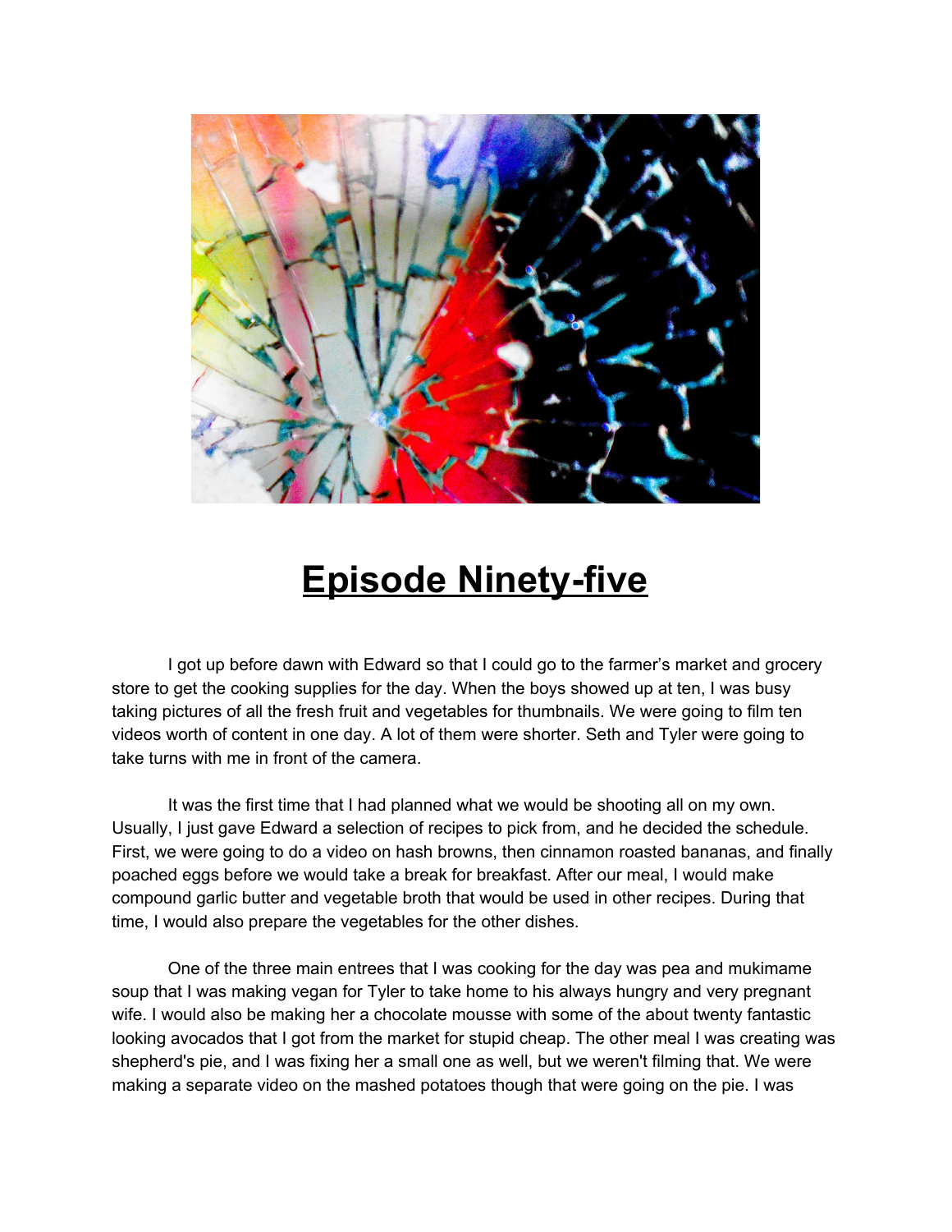# Episode Ninety-five

I got up before dawn with Edward so that I could go to the farmer's market and grocery store to get the cooking supplies for the day. When the boys showed up at ten, I was busy taking pictures of all the fresh fruit and vegetables for thumbnails. We were going to film ten videos worth of content in one day. A lot of them were shorter. Seth and Tyler were going to take turns with me in front of the camera.

It was the first time that I had planned what we would be shooting all on my own. Usually, I just gave Edward a selection of recipes to pick from, and he decided the schedule. First, we were going to do a video on hash browns, then cinnamon roasted bananas, and finally poached eggs before we would take a break for breakfast. After our meal, I would make compound garlic butter and vegetable broth that would be used in other recipes. During that time, I would also prepare the vegetables for the other dishes.

One of the three main entrees that I was cooking for the day was pea and mukimame soup that I was making vegan for Tyler to take home to his always hungry and very pregnant wife. I would also be making her a chocolate mousse with some of the about twenty fantastic looking avocados that I got from the market for stupid cheap. The other meal I was creating was shepherd's pie, and I was fixing her a small one as well, but we weren't filming that. We were making a separate video on the mashed potatoes though that were going on the pie. I was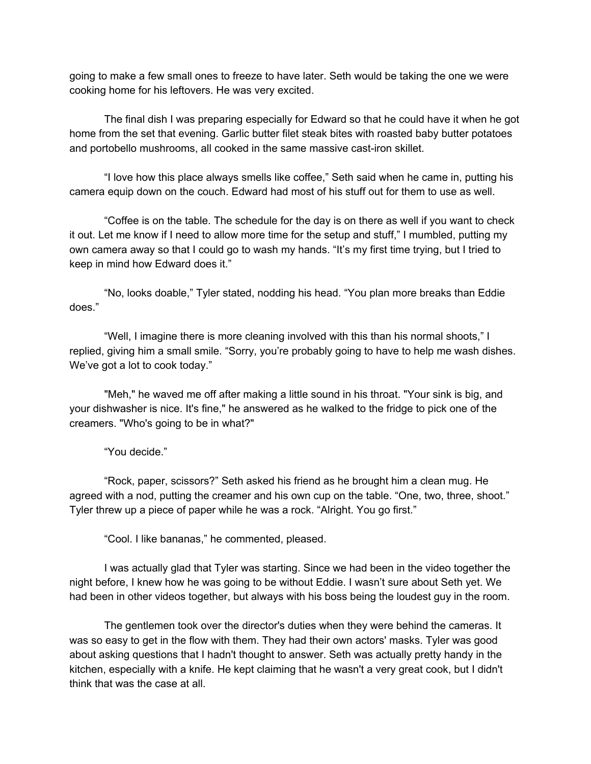going to make a few small ones to freeze to have later. Seth would be taking the one we were cooking home for his leftovers. He was very excited.

The final dish I was preparing especially for Edward so that he could have it when he got home from the set that evening. Garlic butter filet steak bites with roasted baby butter potatoes and portobello mushrooms, all cooked in the same massive cast-iron skillet.

“I love how this place always smells like coffee,” Seth said when he came in, putting his camera equip down on the couch. Edward had most of his stuff out for them to use as well.

“Coffee is on the table. The schedule for the day is on there as well if you want to check it out. Let me know if I need to allow more time for the setup and stuff,” I mumbled, putting my own camera away so that I could go to wash my hands. “It’s my first time trying, but I tried to keep in mind how Edward does it.”

“No, looks doable,” Tyler stated, nodding his head. “You plan more breaks than Eddie does.”

“Well, I imagine there is more cleaning involved with this than his normal shoots,” I replied, giving him a small smile. “Sorry, you’re probably going to have to help me wash dishes. We’ve got a lot to cook today.”

"Meh," he waved me off after making a little sound in his throat. "Your sink is big, and your dishwasher is nice. It's fine," he answered as he walked to the fridge to pick one of the creamers. "Who's going to be in what?"

“You decide.”

“Rock, paper, scissors?” Seth asked his friend as he brought him a clean mug. He agreed with a nod, putting the creamer and his own cup on the table. “One, two, three, shoot.” Tyler threw up a piece of paper while he was a rock. “Alright. You go first.”

“Cool. I like bananas,” he commented, pleased.

I was actually glad that Tyler was starting. Since we had been in the video together the night before, I knew how he was going to be without Eddie. I wasn’t sure about Seth yet. We had been in other videos together, but always with his boss being the loudest guy in the room.

The gentlemen took over the director's duties when they were behind the cameras. It was so easy to get in the flow with them. They had their own actors' masks. Tyler was good about asking questions that I hadn't thought to answer. Seth was actually pretty handy in the kitchen, especially with a knife. He kept claiming that he wasn't a very great cook, but I didn't think that was the case at all.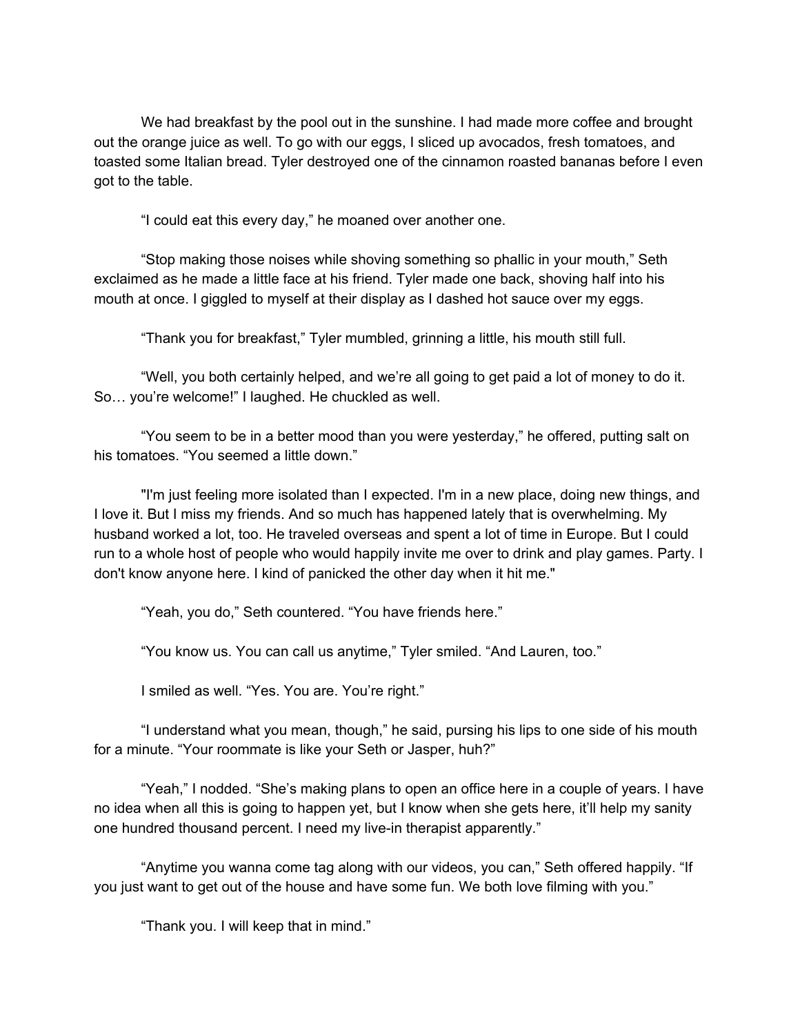We had breakfast by the pool out in the sunshine. I had made more coffee and brought out the orange juice as well. To go with our eggs, I sliced up avocados, fresh tomatoes, and toasted some Italian bread. Tyler destroyed one of the cinnamon roasted bananas before I even got to the table.

"I could eat this every day," he moaned over another one.

"Stop making those noises while shoving something so phallic in your mouth," Seth exclaimed as he made a little face at his friend. Tyler made one back, shoving half into his mouth at once. I giggled to myself at their display as I dashed hot sauce over my eggs.

"Thank you for breakfast," Tyler mumbled, grinning a little, his mouth still full.

"Well, you both certainly helped, and we're all going to get paid a lot of money to do it. So… you're welcome!" I laughed. He chuckled as well.

"You seem to be in a better mood than you were yesterday," he offered, putting salt on his tomatoes. "You seemed a little down."

"I'm just feeling more isolated than I expected. I'm in a new place, doing new things, and I love it. But I miss my friends. And so much has happened lately that is overwhelming. My husband worked a lot, too. He traveled overseas and spent a lot of time in Europe. But I could run to a whole host of people who would happily invite me over to drink and play games. Party. I don't know anyone here. I kind of panicked the other day when it hit me."

"Yeah, you do," Seth countered. "You have friends here."

"You know us. You can call us anytime," Tyler smiled. "And Lauren, too."

I smiled as well. "Yes. You are. You're right."

"I understand what you mean, though," he said, pursing his lips to one side of his mouth for a minute. "Your roommate is like your Seth or Jasper, huh?"

"Yeah," I nodded. "She's making plans to open an office here in a couple of years. I have no idea when all this is going to happen yet, but I know when she gets here, it'll help my sanity one hundred thousand percent. I need my live-in therapist apparently."

"Anytime you wanna come tag along with our videos, you can," Seth offered happily. "If you just want to get out of the house and have some fun. We both love filming with you."

"Thank you. I will keep that in mind."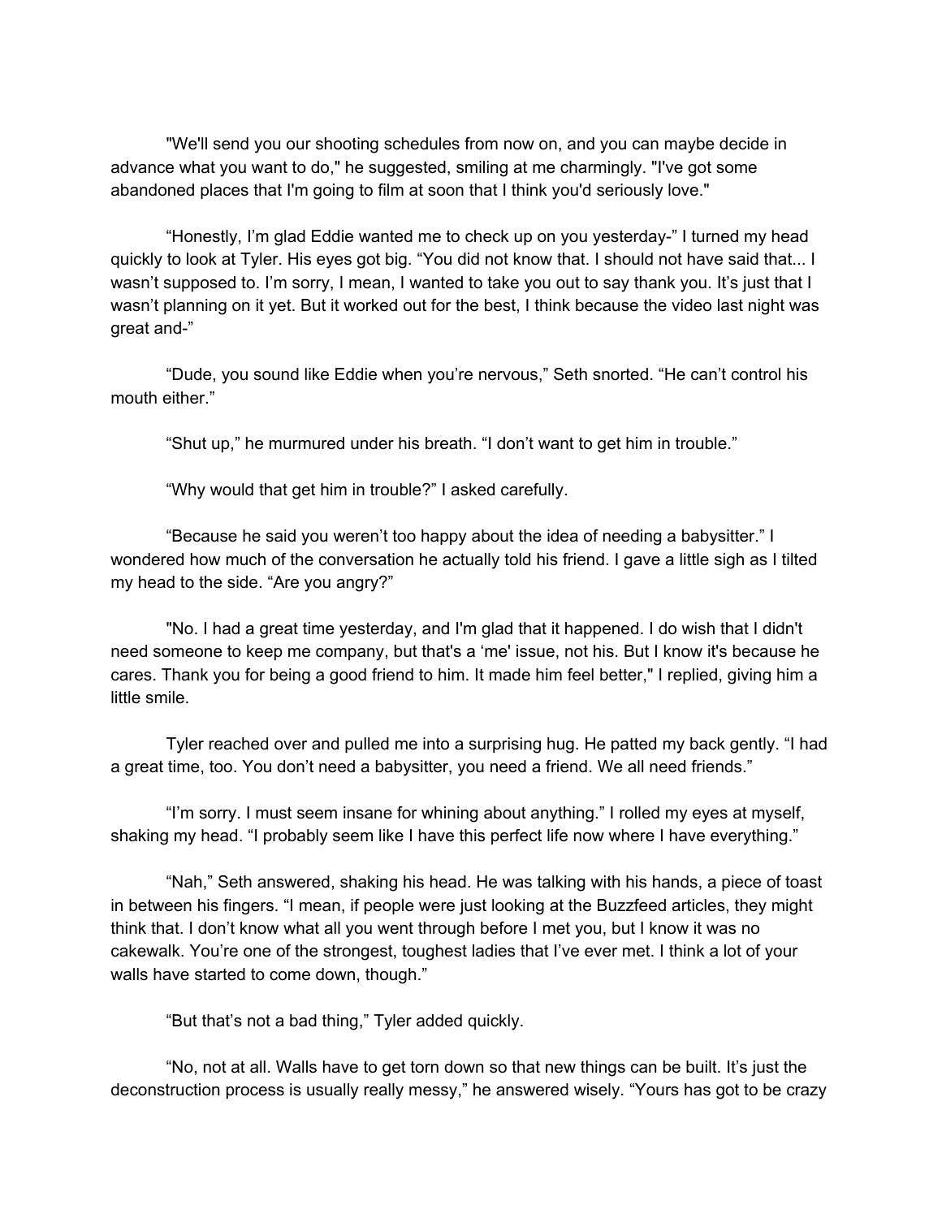"We'll send you our shooting schedules from now on, and you can maybe decide in advance what you want to do," he suggested, smiling at me charmingly. "I've got some abandoned places that I'm going to film at soon that I think you'd seriously love."

"Honestly, I'm glad Eddie wanted me to check up on you yesterday-" I turned my head quickly to look at Tyler. His eyes got big. "You did not know that. I should not have said that... I wasn't supposed to. I'm sorry, I mean, I wanted to take you out to say thank you. It's just that I wasn't planning on it yet. But it worked out for the best, I think because the video last night was great and-"

"Dude, you sound like Eddie when you're nervous," Seth snorted. "He can't control his mouth either."

"Shut up," he murmured under his breath. "I don't want to get him in trouble."

"Why would that get him in trouble?" I asked carefully.

"Because he said you weren't too happy about the idea of needing a babysitter." I wondered how much of the conversation he actually told his friend. I gave a little sigh as I tilted my head to the side. "Are you angry?"

"No. I had a great time yesterday, and I'm glad that it happened. I do wish that I didn't need someone to keep me company, but that's a 'me' issue, not his. But I know it's because he cares. Thank you for being a good friend to him. It made him feel better," I replied, giving him a little smile.

Tyler reached over and pulled me into a surprising hug. He patted my back gently. "I had a great time, too. You don't need a babysitter, you need a friend. We all need friends."

"I'm sorry. I must seem insane for whining about anything." I rolled my eyes at myself, shaking my head. "I probably seem like I have this perfect life now where I have everything."

"Nah," Seth answered, shaking his head. He was talking with his hands, a piece of toast in between his fingers. "I mean, if people were just looking at the Buzzfeed articles, they might think that. I don't know what all you went through before I met you, but I know it was no cakewalk. You're one of the strongest, toughest ladies that I've ever met. I think a lot of your walls have started to come down, though."

"But that's not a bad thing," Tyler added quickly.

"No, not at all. Walls have to get torn down so that new things can be built. It's just the deconstruction process is usually really messy," he answered wisely. "Yours has got to be crazy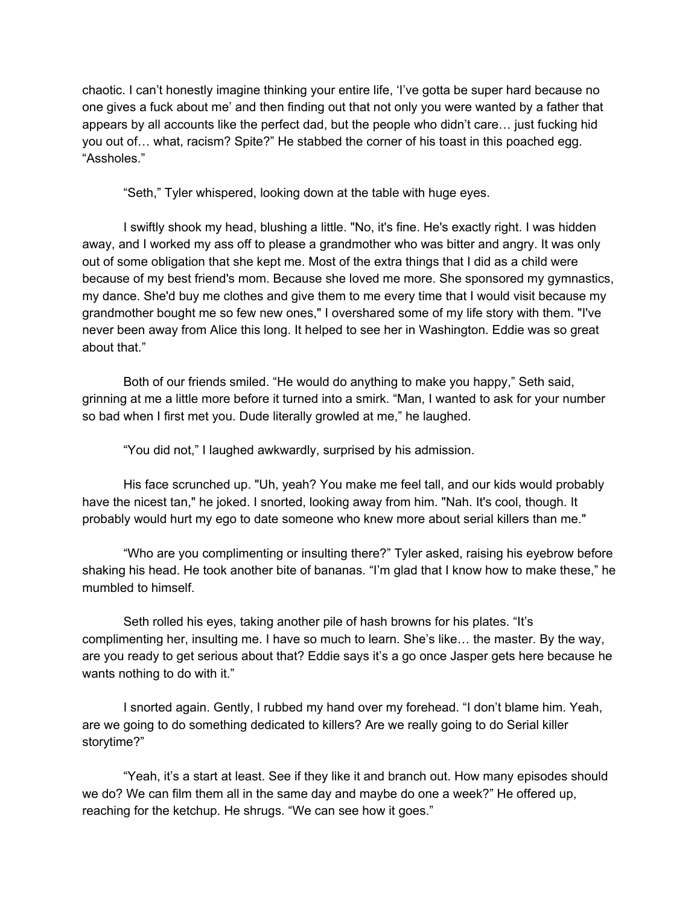chaotic. I can't honestly imagine thinking your entire life, 'I've gotta be super hard because no one gives a fuck about me' and then finding out that not only you were wanted by a father that appears by all accounts like the perfect dad, but the people who didn't care… just fucking hid you out of… what, racism? Spite?" He stabbed the corner of his toast in this poached egg. "Assholes."

"Seth," Tyler whispered, looking down at the table with huge eyes.

I swiftly shook my head, blushing a little. "No, it's fine. He's exactly right. I was hidden away, and I worked my ass off to please a grandmother who was bitter and angry. It was only out of some obligation that she kept me. Most of the extra things that I did as a child were because of my best friend's mom. Because she loved me more. She sponsored my gymnastics, my dance. She'd buy me clothes and give them to me every time that I would visit because my grandmother bought me so few new ones," I overshared some of my life story with them. "I've never been away from Alice this long. It helped to see her in Washington. Eddie was so great about that."

Both of our friends smiled. "He would do anything to make you happy," Seth said, grinning at me a little more before it turned into a smirk. "Man, I wanted to ask for your number so bad when I first met you. Dude literally growled at me," he laughed.

"You did not," I laughed awkwardly, surprised by his admission.

His face scrunched up. "Uh, yeah? You make me feel tall, and our kids would probably have the nicest tan," he joked. I snorted, looking away from him. "Nah. It's cool, though. It probably would hurt my ego to date someone who knew more about serial killers than me."

"Who are you complimenting or insulting there?" Tyler asked, raising his eyebrow before shaking his head. He took another bite of bananas. "I'm glad that I know how to make these," he mumbled to himself.

Seth rolled his eyes, taking another pile of hash browns for his plates. "It's complimenting her, insulting me. I have so much to learn. She's like… the master. By the way, are you ready to get serious about that? Eddie says it's a go once Jasper gets here because he wants nothing to do with it."

I snorted again. Gently, I rubbed my hand over my forehead. "I don't blame him. Yeah, are we going to do something dedicated to killers? Are we really going to do Serial killer storytime?"

"Yeah, it's a start at least. See if they like it and branch out. How many episodes should we do? We can film them all in the same day and maybe do one a week?" He offered up, reaching for the ketchup. He shrugs. "We can see how it goes."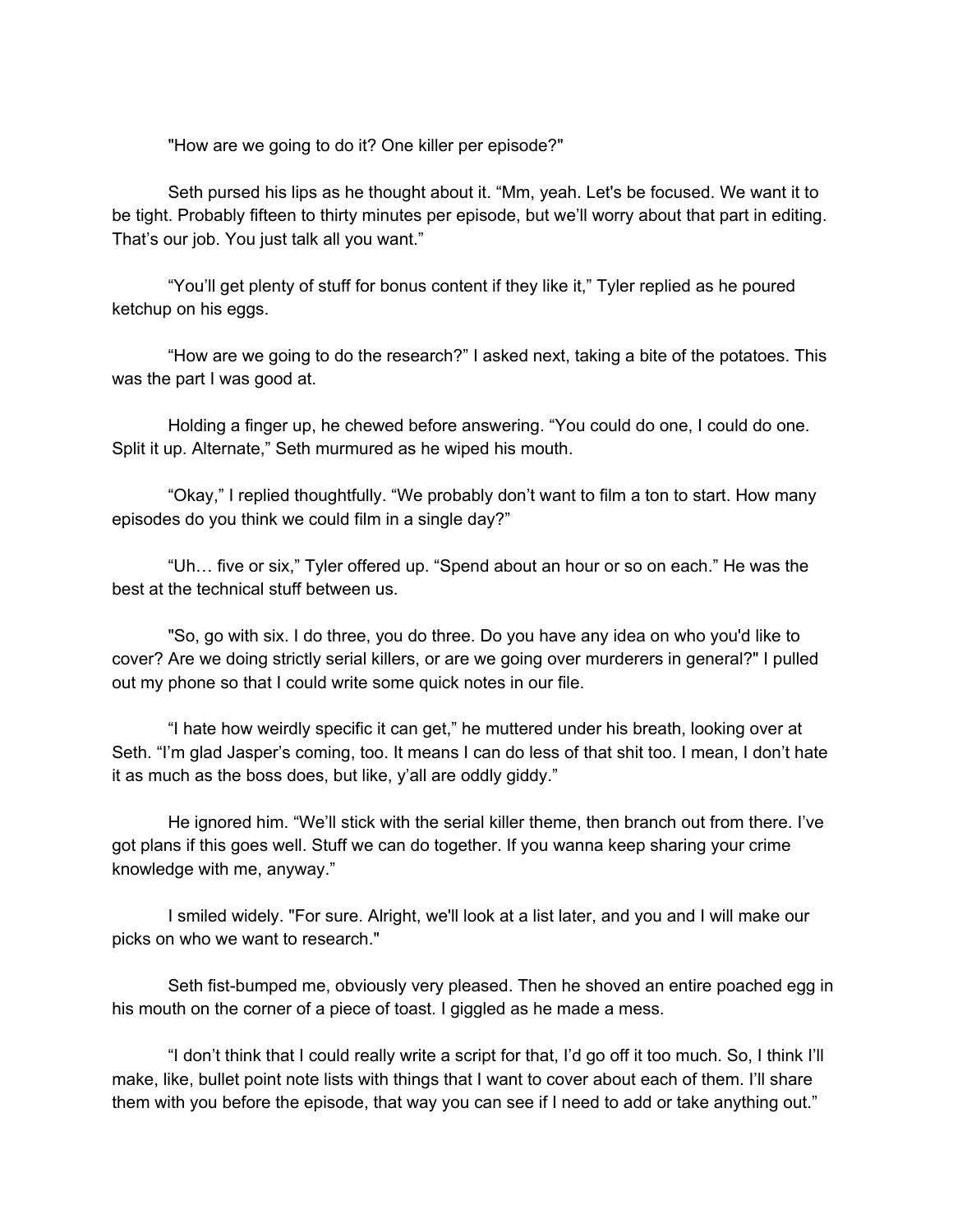"How are we going to do it? One killer per episode?"

Seth pursed his lips as he thought about it. “Mm, yeah. Let's be focused. We want it to be tight. Probably fifteen to thirty minutes per episode, but we’ll worry about that part in editing. That’s our job. You just talk all you want.”

“You’ll get plenty of stuff for bonus content if they like it,” Tyler replied as he poured ketchup on his eggs.

“How are we going to do the research?” I asked next, taking a bite of the potatoes. This was the part I was good at.

Holding a finger up, he chewed before answering. “You could do one, I could do one. Split it up. Alternate,” Seth murmured as he wiped his mouth.

“Okay,” I replied thoughtfully. “We probably don’t want to film a ton to start. How many episodes do you think we could film in a single day?”

“Uh… five or six,” Tyler offered up. “Spend about an hour or so on each.” He was the best at the technical stuff between us.

"So, go with six. I do three, you do three. Do you have any idea on who you'd like to cover? Are we doing strictly serial killers, or are we going over murderers in general?" I pulled out my phone so that I could write some quick notes in our file.

“I hate how weirdly specific it can get,” he muttered under his breath, looking over at Seth. “I’m glad Jasper’s coming, too. It means I can do less of that shit too. I mean, I don’t hate it as much as the boss does, but like, y’all are oddly giddy.”

He ignored him. “We’ll stick with the serial killer theme, then branch out from there. I’ve got plans if this goes well. Stuff we can do together. If you wanna keep sharing your crime knowledge with me, anyway.”

I smiled widely. "For sure. Alright, we'll look at a list later, and you and I will make our picks on who we want to research."

Seth fist-bumped me, obviously very pleased. Then he shoved an entire poached egg in his mouth on the corner of a piece of toast. I giggled as he made a mess.

“I don’t think that I could really write a script for that, I’d go off it too much. So, I think I’ll make, like, bullet point note lists with things that I want to cover about each of them. I’ll share them with you before the episode, that way you can see if I need to add or take anything out.”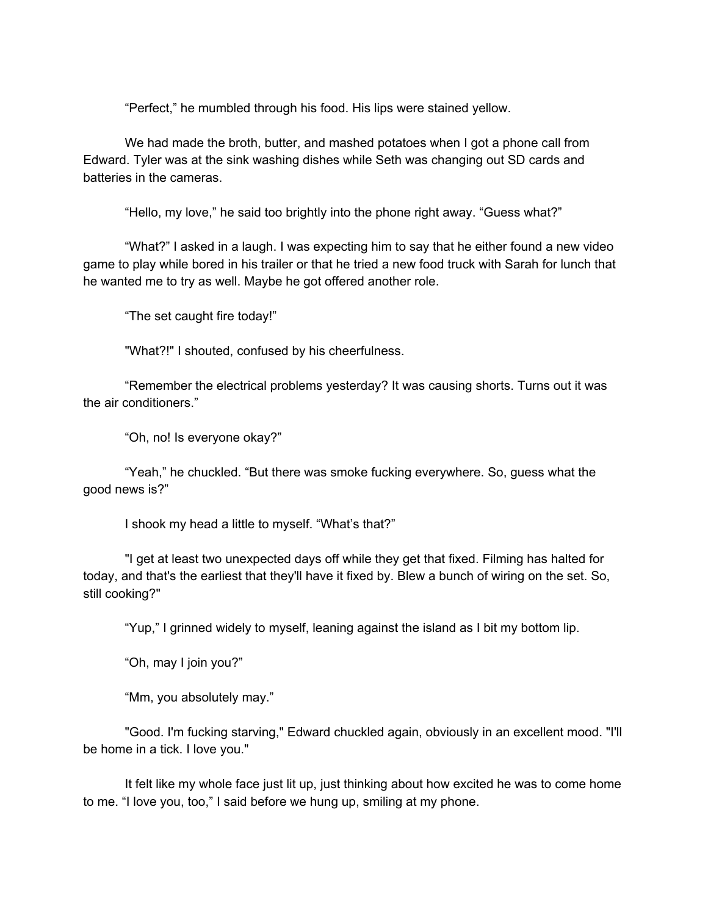“Perfect,” he mumbled through his food. His lips were stained yellow.

We had made the broth, butter, and mashed potatoes when I got a phone call from Edward. Tyler was at the sink washing dishes while Seth was changing out SD cards and batteries in the cameras.

“Hello, my love,” he said too brightly into the phone right away. “Guess what?”

“What?” I asked in a laugh. I was expecting him to say that he either found a new video game to play while bored in his trailer or that he tried a new food truck with Sarah for lunch that he wanted me to try as well. Maybe he got offered another role.

“The set caught fire today!”

"What?!" I shouted, confused by his cheerfulness.

“Remember the electrical problems yesterday? It was causing shorts. Turns out it was the air conditioners.”

“Oh, no! Is everyone okay?”

“Yeah,” he chuckled. “But there was smoke fucking everywhere. So, guess what the good news is?”

I shook my head a little to myself. “What’s that?”

"I get at least two unexpected days off while they get that fixed. Filming has halted for today, and that's the earliest that they'll have it fixed by. Blew a bunch of wiring on the set. So, still cooking?"

“Yup,” I grinned widely to myself, leaning against the island as I bit my bottom lip.

“Oh, may I join you?”

“Mm, you absolutely may.”

"Good. I'm fucking starving," Edward chuckled again, obviously in an excellent mood. "I'll be home in a tick. I love you."

It felt like my whole face just lit up, just thinking about how excited he was to come home to me. “I love you, too,” I said before we hung up, smiling at my phone.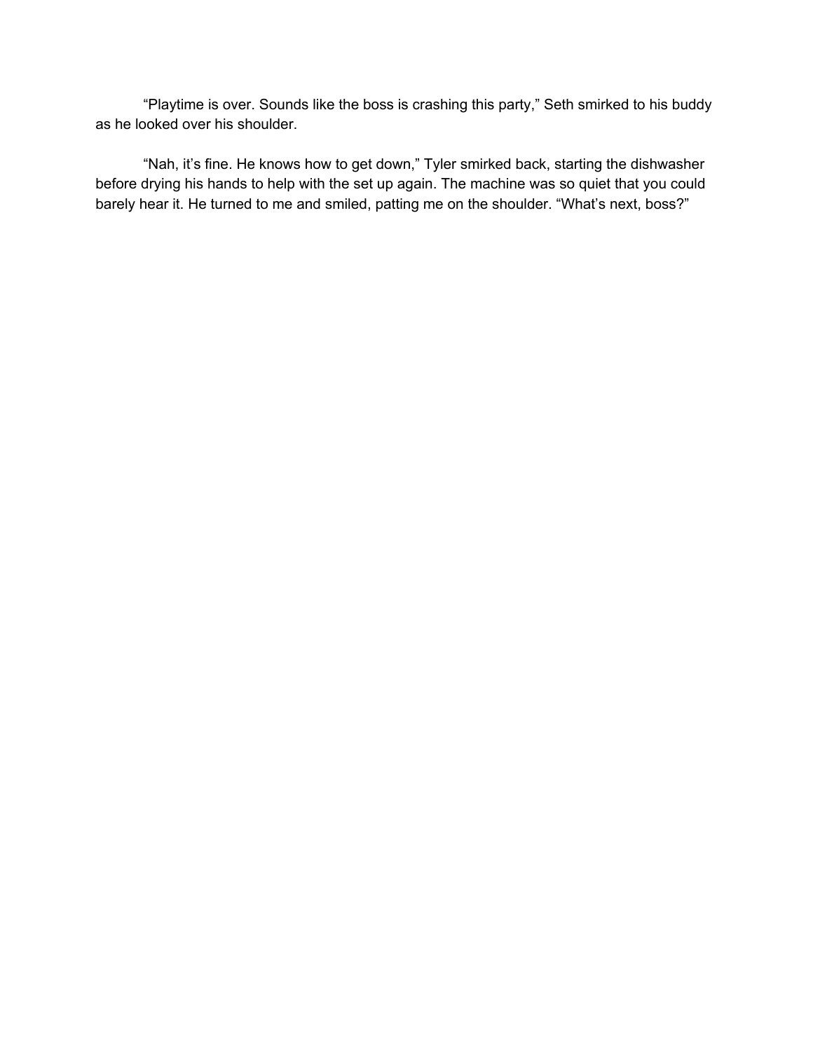"Playtime is over. Sounds like the boss is crashing this party," Seth smirked to his buddy as he looked over his shoulder.

"Nah, it's fine. He knows how to get down," Tyler smirked back, starting the dishwasher before drying his hands to help with the set up again. The machine was so quiet that you could barely hear it. He turned to me and smiled, patting me on the shoulder. "What's next, boss?"